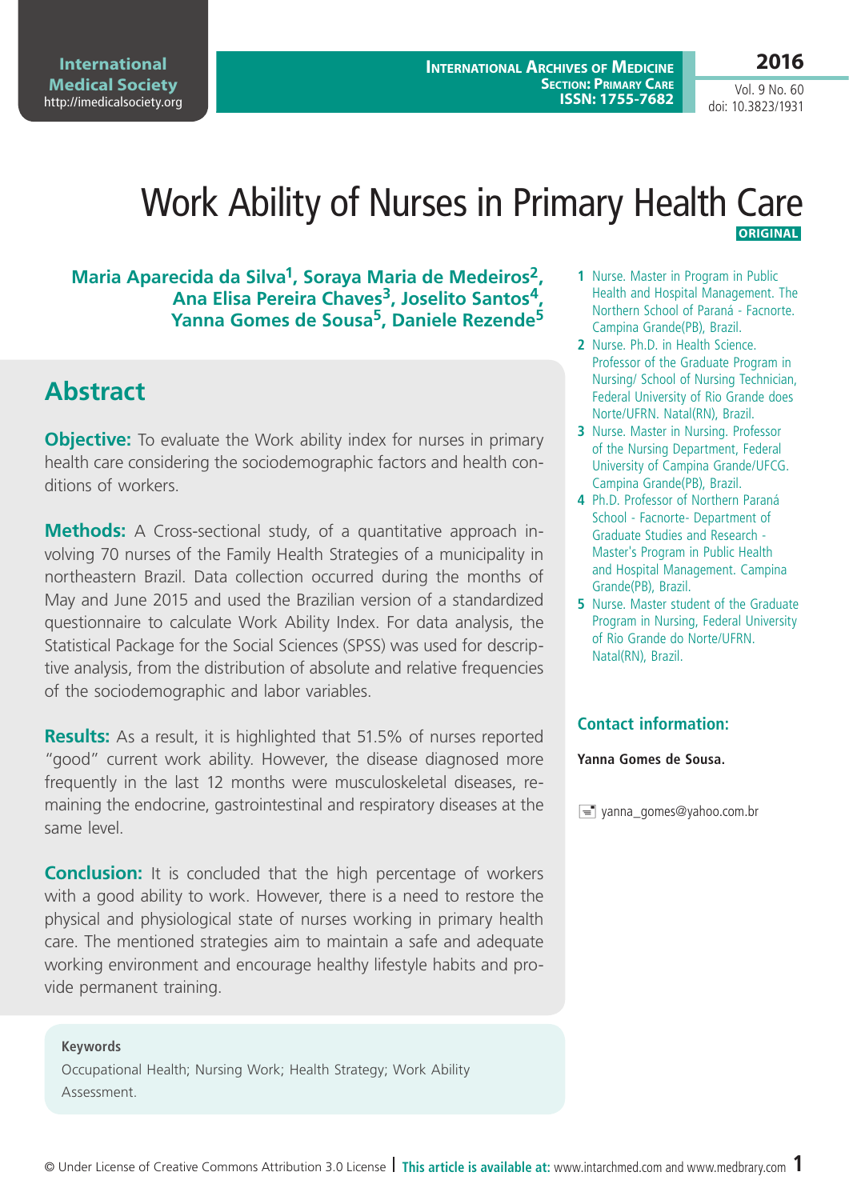# Work Ability of Nurses in Primary Health Care

**ORIGINAL**

**Maria Aparecida da Silva[1], Soraya Maria de Medeiros[2], Ana Elisa Pereira Chaves[3], Joselito Santos[4], Yanna Gomes de Sousa[5], Daniele Rezende[5]**

1 Nurse. Master in Program in Public Health and Hospital Management. The Northern School of Paraná - Facnorte. Campina Grande(PB), Brazil.

2 Nurse. Ph.D. in Health Science. Professor of the Graduate Program in Nursing/ School of Nursing Technician, Federal University of Rio Grande does Norte/UFRN. Natal(RN), Brazil.

3 Nurse. Master in Nursing. Professor of the Nursing Department, Federal University of Campina Grande/UFCG. Campina Grande(PB), Brazil.

4 Ph.D. Professor of Northern Paraná School - Facnorte- Department of Graduate Studies and Research - Master's Program in Public Health and Hospital Management. Campina Grande(PB), Brazil.

5 Nurse. Master student of the Graduate Program in Nursing, Federal University of Rio Grande do Norte/UFRN. Natal(RN), Brazil.

### Contact information:

**Yanna Gomes de Sousa.**

yanna_gomes@yahoo.com.br

## Abstract

**Objective:** To evaluate the Work ability index for nurses in primary health care considering the sociodemographic factors and health conditions of workers.

**Methods:** A Cross-sectional study, of a quantitative approach involving 70 nurses of the Family Health Strategies of a municipality in northeastern Brazil. Data collection occurred during the months of May and June 2015 and used the Brazilian version of a standardized questionnaire to calculate Work Ability Index. For data analysis, the Statistical Package for the Social Sciences (SPSS) was used for descriptive analysis, from the distribution of absolute and relative frequencies of the sociodemographic and labor variables.

**Results:** As a result, it is highlighted that 51.5% of nurses reported "good" current work ability. However, the disease diagnosed more frequently in the last 12 months were musculoskeletal diseases, remaining the endocrine, gastrointestinal and respiratory diseases at the same level.

**Conclusion:** It is concluded that the high percentage of workers with a good ability to work. However, there is a need to restore the physical and physiological state of nurses working in primary health care. The mentioned strategies aim to maintain a safe and adequate working environment and encourage healthy lifestyle habits and provide permanent training.

**Keywords**

Occupational Health; Nursing Work; Health Strategy; Work Ability Assessment.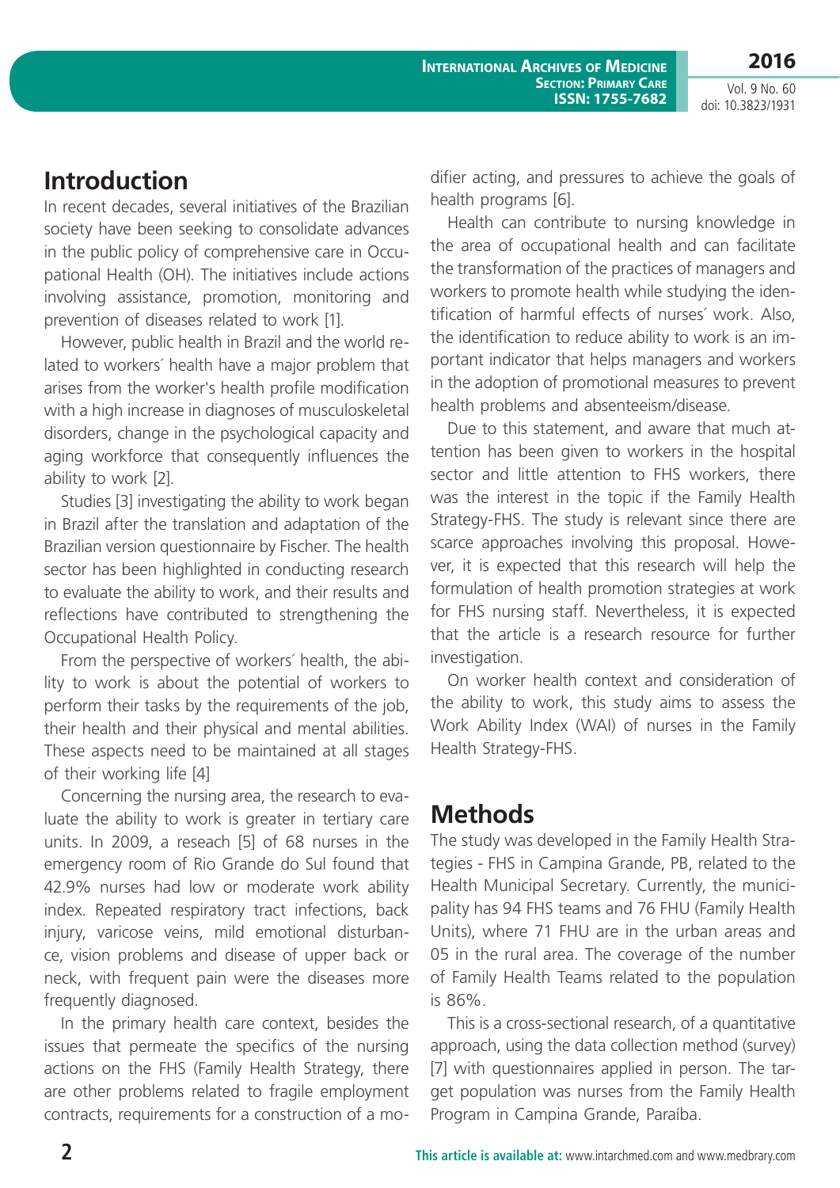## Introduction

In recent decades, several initiatives of the Brazilian society have been seeking to consolidate advances in the public policy of comprehensive care in Occupational Health (OH). The initiatives include actions involving assistance, promotion, monitoring and prevention of diseases related to work [1].

However, public health in Brazil and the world related to workers´ health have a major problem that arises from the worker's health profile modification with a high increase in diagnoses of musculoskeletal disorders, change in the psychological capacity and aging workforce that consequently influences the ability to work [2].

Studies [3] investigating the ability to work began in Brazil after the translation and adaptation of the Brazilian version questionnaire by Fischer. The health sector has been highlighted in conducting research to evaluate the ability to work, and their results and reflections have contributed to strengthening the Occupational Health Policy.

From the perspective of workers´ health, the ability to work is about the potential of workers to perform their tasks by the requirements of the job, their health and their physical and mental abilities. These aspects need to be maintained at all stages of their working life [4]

Concerning the nursing area, the research to evaluate the ability to work is greater in tertiary care units. In 2009, a reseach [5] of 68 nurses in the emergency room of Rio Grande do Sul found that 42.9% nurses had low or moderate work ability index. Repeated respiratory tract infections, back injury, varicose veins, mild emotional disturbance, vision problems and disease of upper back or neck, with frequent pain were the diseases more frequently diagnosed.

In the primary health care context, besides the issues that permeate the specifics of the nursing actions on the FHS (Family Health Strategy, there are other problems related to fragile employment contracts, requirements for a construction of a modifier acting, and pressures to achieve the goals of health programs [6].

Health can contribute to nursing knowledge in the area of occupational health and can facilitate the transformation of the practices of managers and workers to promote health while studying the identification of harmful effects of nurses´ work. Also, the identification to reduce ability to work is an important indicator that helps managers and workers in the adoption of promotional measures to prevent health problems and absenteeism/disease.

Due to this statement, and aware that much attention has been given to workers in the hospital sector and little attention to FHS workers, there was the interest in the topic if the Family Health Strategy-FHS. The study is relevant since there are scarce approaches involving this proposal. However, it is expected that this research will help the formulation of health promotion strategies at work for FHS nursing staff. Nevertheless, it is expected that the article is a research resource for further investigation.

On worker health context and consideration of the ability to work, this study aims to assess the Work Ability Index (WAI) of nurses in the Family Health Strategy-FHS.

## Methods

The study was developed in the Family Health Strategies - FHS in Campina Grande, PB, related to the Health Municipal Secretary. Currently, the municipality has 94 FHS teams and 76 FHU (Family Health Units), where 71 FHU are in the urban areas and 05 in the rural area. The coverage of the number of Family Health Teams related to the population is 86%.

This is a cross-sectional research, of a quantitative approach, using the data collection method (survey) [7] with questionnaires applied in person. The target population was nurses from the Family Health Program in Campina Grande, Paraíba.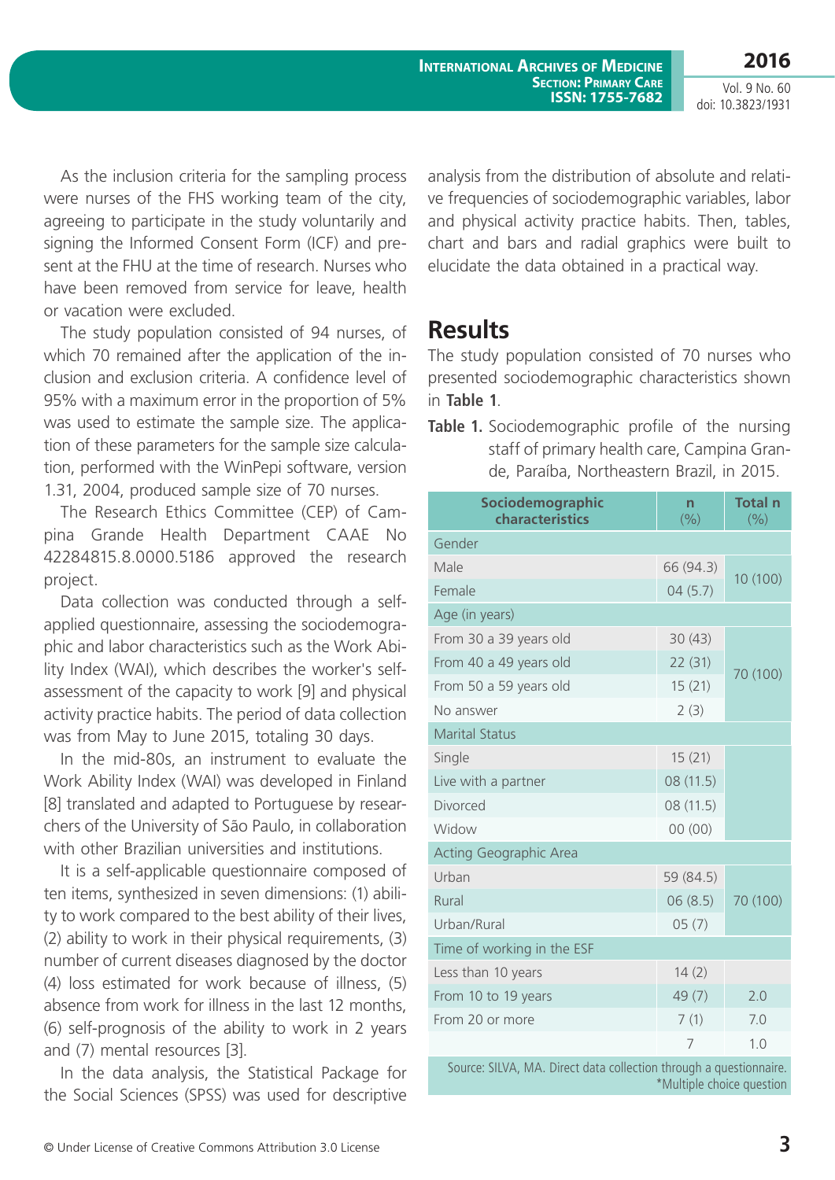As the inclusion criteria for the sampling process were nurses of the FHS working team of the city, agreeing to participate in the study voluntarily and signing the Informed Consent Form (ICF) and present at the FHU at the time of research. Nurses who have been removed from service for leave, health or vacation were excluded.

The study population consisted of 94 nurses, of which 70 remained after the application of the inclusion and exclusion criteria. A confidence level of 95% with a maximum error in the proportion of 5% was used to estimate the sample size. The application of these parameters for the sample size calculation, performed with the WinPepi software, version 1.31, 2004, produced sample size of 70 nurses.

The Research Ethics Committee (CEP) of Campina Grande Health Department CAAE No 42284815.8.0000.5186 approved the research project.

Data collection was conducted through a self-applied questionnaire, assessing the sociodemographic and labor characteristics such as the Work Ability Index (WAI), which describes the worker's self-assessment of the capacity to work [9] and physical activity practice habits. The period of data collection was from May to June 2015, totaling 30 days.

In the mid-80s, an instrument to evaluate the Work Ability Index (WAI) was developed in Finland [8] translated and adapted to Portuguese by researchers of the University of São Paulo, in collaboration with other Brazilian universities and institutions.

It is a self-applicable questionnaire composed of ten items, synthesized in seven dimensions: (1) ability to work compared to the best ability of their lives, (2) ability to work in their physical requirements, (3) number of current diseases diagnosed by the doctor (4) loss estimated for work because of illness, (5) absence from work for illness in the last 12 months, (6) self-prognosis of the ability to work in 2 years and (7) mental resources [3].

In the data analysis, the Statistical Package for the Social Sciences (SPSS) was used for descriptive analysis from the distribution of absolute and relative frequencies of sociodemographic variables, labor and physical activity practice habits. Then, tables, chart and bars and radial graphics were built to elucidate the data obtained in a practical way.

## Results

The study population consisted of 70 nurses who presented sociodemographic characteristics shown in **Table 1**.

**Table 1.** Sociodemographic profile of the nursing staff of primary health care, Campina Grande, Paraíba, Northeastern Brazil, in 2015.

| Sociodemographic characteristics | n (%) | Total n (%) |
|---|---|---|
| Gender | | |
| Male | 66 (94.3) | 10 (100) |
| Female | 04 (5.7) | |
| Age (in years) | | |
| From 30 a 39 years old | 30 (43) | 70 (100) |
| From 40 a 49 years old | 22 (31) | |
| From 50 a 59 years old | 15 (21) | |
| No answer | 2 (3) | |
| Marital Status | | |
| Single | 15 (21) | |
| Live with a partner | 08 (11.5) | |
| Divorced | 08 (11.5) | |
| Widow | 00 (00) | |
| Acting Geographic Area | | |
| Urban | 59 (84.5) | 70 (100) |
| Rural | 06 (8.5) | |
| Urban/Rural | 05 (7) | |
| Time of working in the ESF | | |
| Less than 10 years | 14 (2) | |
| From 10 to 19 years | 49 (7) | 2.0 |
| From 20 or more | 7 (1) | 7.0 |
| | 7 | 1.0 |

Source: SILVA, MA. Direct data collection through a questionnaire.
*Multiple choice question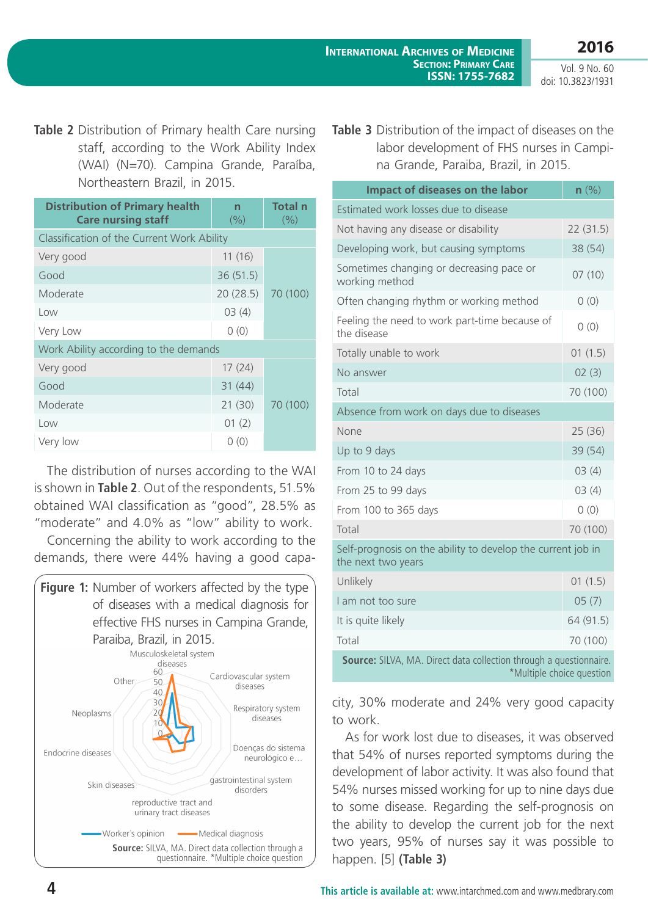**Table 2** Distribution of Primary health Care nursing staff, according to the Work Ability Index (WAI) (N=70). Campina Grande, Paraíba, Northeastern Brazil, in 2015.

| Distribution of Primary health Care nursing staff | n (%) | Total n (%) |
|---|---|---|
| Classification of the Current Work Ability | | |
| Very good | 11 (16) | 70 (100) |
| Good | 36 (51.5) | |
| Moderate | 20 (28.5) | |
| Low | 03 (4) | |
| Very Low | 0 (0) | |
| Work Ability according to the demands | | |
| Very good | 17 (24) | 70 (100) |
| Good | 31 (44) | |
| Moderate | 21 (30) | |
| Low | 01 (2) | |
| Very low | 0 (0) | |

The distribution of nurses according to the WAI is shown in **Table 2**. Out of the respondents, 51.5% obtained WAI classification as "good", 28.5% as "moderate" and 4.0% as "low" ability to work.

Concerning the ability to work according to the demands, there were 44% having a good capacity, 30% moderate and 24% very good capacity to work.

**Figure 1:** Number of workers affected by the type of diseases with a medical diagnosis for effective FHS nurses in Campina Grande, Paraiba, Brazil, in 2015.

Source: SILVA, MA. Direct data collection through a questionnaire. *Multiple choice question

**Table 3** Distribution of the impact of diseases on the labor development of FHS nurses in Campina Grande, Paraiba, Brazil, in 2015.

| Impact of diseases on the labor | n (%) |
|---|---|
| Estimated work losses due to disease | |
| Not having any disease or disability | 22 (31.5) |
| Developing work, but causing symptoms | 38 (54) |
| Sometimes changing or decreasing pace or working method | 07 (10) |
| Often changing rhythm or working method | 0 (0) |
| Feeling the need to work part-time because of the disease | 0 (0) |
| Totally unable to work | 01 (1.5) |
| No answer | 02 (3) |
| Total | 70 (100) |
| Absence from work on days due to diseases | |
| None | 25 (36) |
| Up to 9 days | 39 (54) |
| From 10 to 24 days | 03 (4) |
| From 25 to 99 days | 03 (4) |
| From 100 to 365 days | 0 (0) |
| Total | 70 (100) |
| Self-prognosis on the ability to develop the current job in the next two years | |
| Unlikely | 01 (1.5) |
| I am not too sure | 05 (7) |
| It is quite likely | 64 (91.5) |
| Total | 70 (100) |

**Source:** SILVA, MA. Direct data collection through a questionnaire. *Multiple choice question

As for work lost due to diseases, it was observed that 54% of nurses reported symptoms during the development of labor activity. It was also found that 54% nurses missed working for up to nine days due to some disease. Regarding the self-prognosis on the ability to develop the current job for the next two years, 95% of nurses say it was possible to happen. [5] **(Table 3)**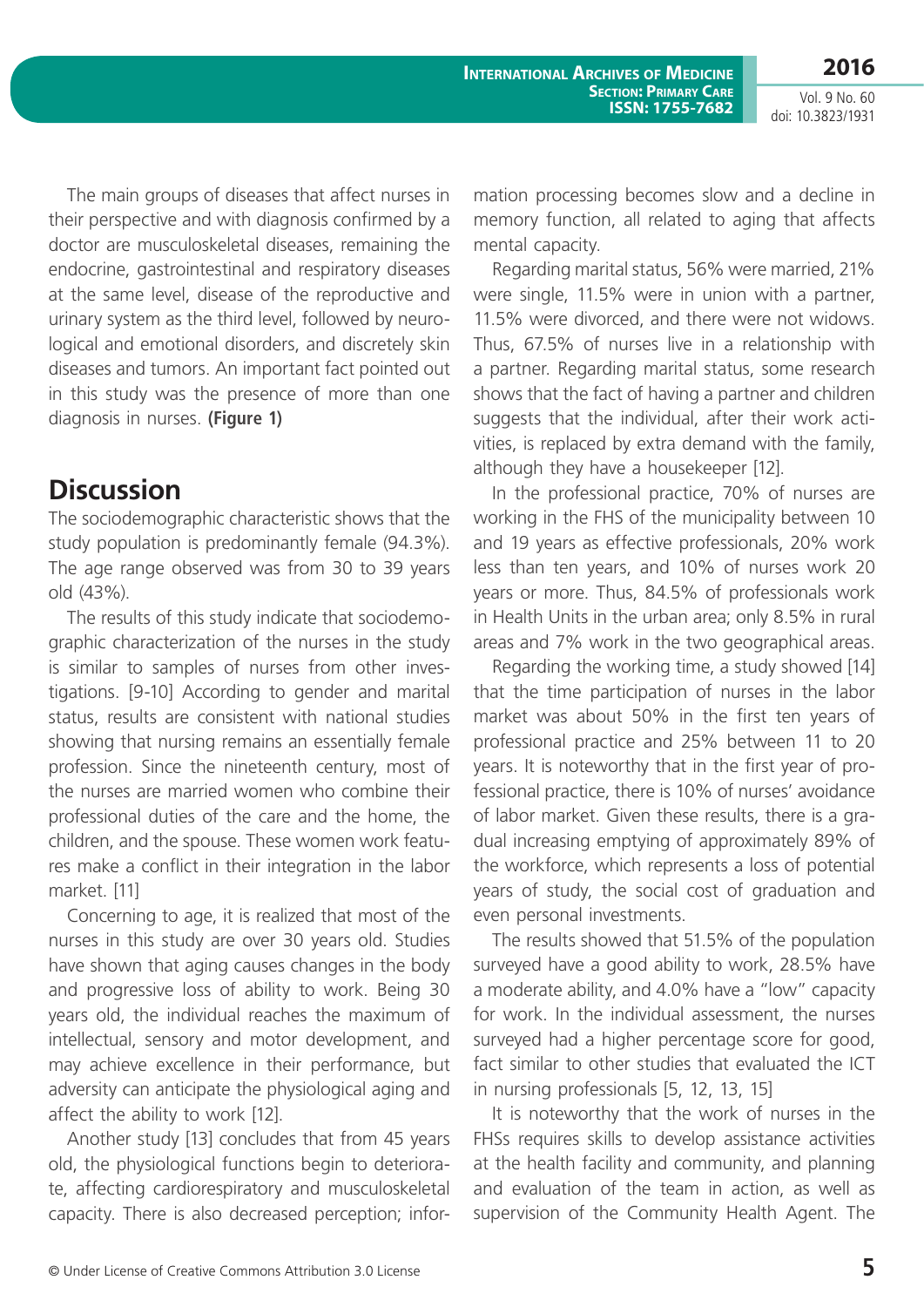The main groups of diseases that affect nurses in their perspective and with diagnosis confirmed by a doctor are musculoskeletal diseases, remaining the endocrine, gastrointestinal and respiratory diseases at the same level, disease of the reproductive and urinary system as the third level, followed by neurological and emotional disorders, and discretely skin diseases and tumors. An important fact pointed out in this study was the presence of more than one diagnosis in nurses. **(Figure 1)**

## Discussion

The sociodemographic characteristic shows that the study population is predominantly female (94.3%). The age range observed was from 30 to 39 years old (43%).

The results of this study indicate that sociodemographic characterization of the nurses in the study is similar to samples of nurses from other investigations. [9-10] According to gender and marital status, results are consistent with national studies showing that nursing remains an essentially female profession. Since the nineteenth century, most of the nurses are married women who combine their professional duties of the care and the home, the children, and the spouse. These women work features make a conflict in their integration in the labor market. [11]

Concerning to age, it is realized that most of the nurses in this study are over 30 years old. Studies have shown that aging causes changes in the body and progressive loss of ability to work. Being 30 years old, the individual reaches the maximum of intellectual, sensory and motor development, and may achieve excellence in their performance, but adversity can anticipate the physiological aging and affect the ability to work [12].

Another study [13] concludes that from 45 years old, the physiological functions begin to deteriorate, affecting cardiorespiratory and musculoskeletal capacity. There is also decreased perception; information processing becomes slow and a decline in memory function, all related to aging that affects mental capacity.

Regarding marital status, 56% were married, 21% were single, 11.5% were in union with a partner, 11.5% were divorced, and there were not widows. Thus, 67.5% of nurses live in a relationship with a partner. Regarding marital status, some research shows that the fact of having a partner and children suggests that the individual, after their work activities, is replaced by extra demand with the family, although they have a housekeeper [12].

In the professional practice, 70% of nurses are working in the FHS of the municipality between 10 and 19 years as effective professionals, 20% work less than ten years, and 10% of nurses work 20 years or more. Thus, 84.5% of professionals work in Health Units in the urban area; only 8.5% in rural areas and 7% work in the two geographical areas.

Regarding the working time, a study showed [14] that the time participation of nurses in the labor market was about 50% in the first ten years of professional practice and 25% between 11 to 20 years. It is noteworthy that in the first year of professional practice, there is 10% of nurses' avoidance of labor market. Given these results, there is a gradual increasing emptying of approximately 89% of the workforce, which represents a loss of potential years of study, the social cost of graduation and even personal investments.

The results showed that 51.5% of the population surveyed have a good ability to work, 28.5% have a moderate ability, and 4.0% have a "low" capacity for work. In the individual assessment, the nurses surveyed had a higher percentage score for good, fact similar to other studies that evaluated the ICT in nursing professionals [5, 12, 13, 15]

It is noteworthy that the work of nurses in the FHSs requires skills to develop assistance activities at the health facility and community, and planning and evaluation of the team in action, as well as supervision of the Community Health Agent. The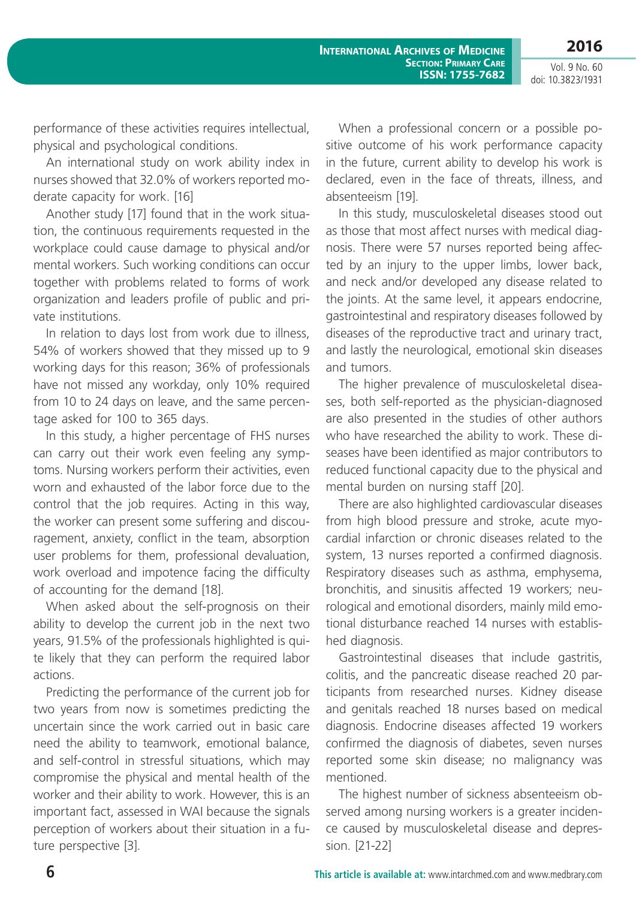performance of these activities requires intellectual, physical and psychological conditions.

An international study on work ability index in nurses showed that 32.0% of workers reported moderate capacity for work. [16]

Another study [17] found that in the work situation, the continuous requirements requested in the workplace could cause damage to physical and/or mental workers. Such working conditions can occur together with problems related to forms of work organization and leaders profile of public and private institutions.

In relation to days lost from work due to illness, 54% of workers showed that they missed up to 9 working days for this reason; 36% of professionals have not missed any workday, only 10% required from 10 to 24 days on leave, and the same percentage asked for 100 to 365 days.

In this study, a higher percentage of FHS nurses can carry out their work even feeling any symptoms. Nursing workers perform their activities, even worn and exhausted of the labor force due to the control that the job requires. Acting in this way, the worker can present some suffering and discouragement, anxiety, conflict in the team, absorption user problems for them, professional devaluation, work overload and impotence facing the difficulty of accounting for the demand [18].

When asked about the self-prognosis on their ability to develop the current job in the next two years, 91.5% of the professionals highlighted is quite likely that they can perform the required labor actions.

Predicting the performance of the current job for two years from now is sometimes predicting the uncertain since the work carried out in basic care need the ability to teamwork, emotional balance, and self-control in stressful situations, which may compromise the physical and mental health of the worker and their ability to work. However, this is an important fact, assessed in WAI because the signals perception of workers about their situation in a future perspective [3].

When a professional concern or a possible positive outcome of his work performance capacity in the future, current ability to develop his work is declared, even in the face of threats, illness, and absenteeism [19].

In this study, musculoskeletal diseases stood out as those that most affect nurses with medical diagnosis. There were 57 nurses reported being affected by an injury to the upper limbs, lower back, and neck and/or developed any disease related to the joints. At the same level, it appears endocrine, gastrointestinal and respiratory diseases followed by diseases of the reproductive tract and urinary tract, and lastly the neurological, emotional skin diseases and tumors.

The higher prevalence of musculoskeletal diseases, both self-reported as the physician-diagnosed are also presented in the studies of other authors who have researched the ability to work. These diseases have been identified as major contributors to reduced functional capacity due to the physical and mental burden on nursing staff [20].

There are also highlighted cardiovascular diseases from high blood pressure and stroke, acute myocardial infarction or chronic diseases related to the system, 13 nurses reported a confirmed diagnosis. Respiratory diseases such as asthma, emphysema, bronchitis, and sinusitis affected 19 workers; neurological and emotional disorders, mainly mild emotional disturbance reached 14 nurses with established diagnosis.

Gastrointestinal diseases that include gastritis, colitis, and the pancreatic disease reached 20 participants from researched nurses. Kidney disease and genitals reached 18 nurses based on medical diagnosis. Endocrine diseases affected 19 workers confirmed the diagnosis of diabetes, seven nurses reported some skin disease; no malignancy was mentioned.

The highest number of sickness absenteeism observed among nursing workers is a greater incidence caused by musculoskeletal disease and depression. [21-22]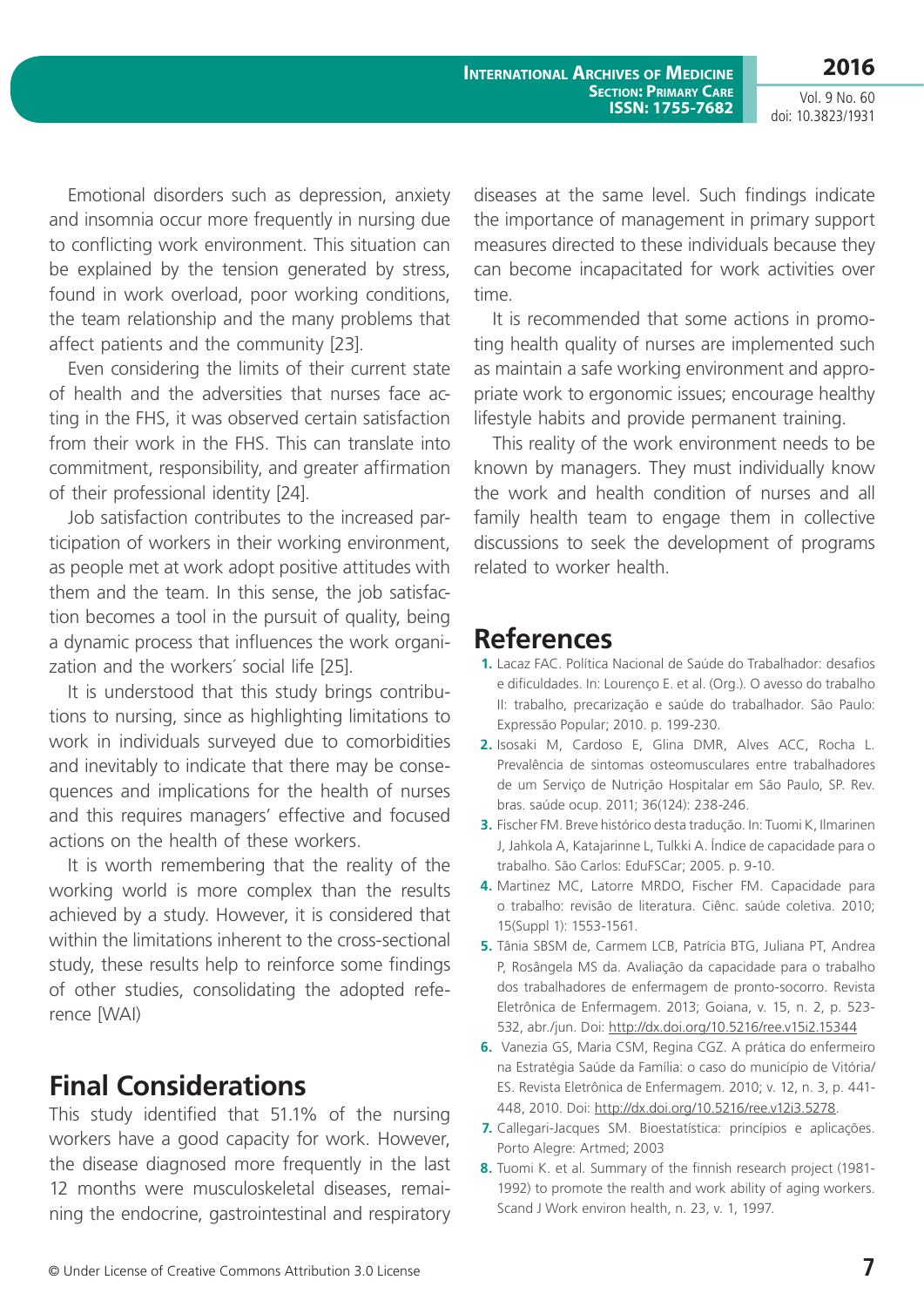Emotional disorders such as depression, anxiety and insomnia occur more frequently in nursing due to conflicting work environment. This situation can be explained by the tension generated by stress, found in work overload, poor working conditions, the team relationship and the many problems that affect patients and the community [23].

Even considering the limits of their current state of health and the adversities that nurses face acting in the FHS, it was observed certain satisfaction from their work in the FHS. This can translate into commitment, responsibility, and greater affirmation of their professional identity [24].

Job satisfaction contributes to the increased participation of workers in their working environment, as people met at work adopt positive attitudes with them and the team. In this sense, the job satisfaction becomes a tool in the pursuit of quality, being a dynamic process that influences the work organization and the workers´ social life [25].

It is understood that this study brings contributions to nursing, since as highlighting limitations to work in individuals surveyed due to comorbidities and inevitably to indicate that there may be consequences and implications for the health of nurses and this requires managers' effective and focused actions on the health of these workers.

It is worth remembering that the reality of the working world is more complex than the results achieved by a study. However, it is considered that within the limitations inherent to the cross-sectional study, these results help to reinforce some findings of other studies, consolidating the adopted reference [WAI)

## Final Considerations

This study identified that 51.1% of the nursing workers have a good capacity for work. However, the disease diagnosed more frequently in the last 12 months were musculoskeletal diseases, remaining the endocrine, gastrointestinal and respiratory diseases at the same level. Such findings indicate the importance of management in primary support measures directed to these individuals because they can become incapacitated for work activities over time.

It is recommended that some actions in promoting health quality of nurses are implemented such as maintain a safe working environment and appropriate work to ergonomic issues; encourage healthy lifestyle habits and provide permanent training.

This reality of the work environment needs to be known by managers. They must individually know the work and health condition of nurses and all family health team to engage them in collective discussions to seek the development of programs related to worker health.

## References

1. Lacaz FAC. Política Nacional de Saúde do Trabalhador: desafios e dificuldades. In: Lourenço E. et al. (Org.). O avesso do trabalho II: trabalho, precarização e saúde do trabalhador. São Paulo: Expressão Popular; 2010. p. 199-230.
2. Isosaki M, Cardoso E, Glina DMR, Alves ACC, Rocha L. Prevalência de sintomas osteomusculares entre trabalhadores de um Serviço de Nutrição Hospitalar em São Paulo, SP. Rev. bras. saúde ocup. 2011; 36(124): 238-246.
3. Fischer FM. Breve histórico desta tradução. In: Tuomi K, Ilmarinen J, Jahkola A, Katajarinne L, Tulkki A. Índice de capacidade para o trabalho. São Carlos: EduFSCar; 2005. p. 9-10.
4. Martinez MC, Latorre MRDO, Fischer FM. Capacidade para o trabalho: revisão de literatura. Ciênc. saúde coletiva. 2010; 15(Suppl 1): 1553-1561.
5. Tânia SBSM de, Carmem LCB, Patrícia BTG, Juliana PT, Andrea P, Rosângela MS da. Avaliação da capacidade para o trabalho dos trabalhadores de enfermagem de pronto-socorro. Revista Eletrônica de Enfermagem. 2013; Goiana, v. 15, n. 2, p. 523-532, abr./jun. Doi: http://dx.doi.org/10.5216/ree.v15i2.15344
6. Vanezia GS, Maria CSM, Regina CGZ. A prática do enfermeiro na Estratégia Saúde da Família: o caso do município de Vitória/ES. Revista Eletrônica de Enfermagem. 2010; v. 12, n. 3, p. 441-448, 2010. Doi: http://dx.doi.org/10.5216/ree.v12i3.5278.
7. Callegari-Jacques SM. Bioestatística: princípios e aplicações. Porto Alegre: Artmed; 2003
8. Tuomi K. et al. Summary of the finnish research project (1981-1992) to promote the realth and work ability of aging workers. Scand J Work environ health, n. 23, v. 1, 1997.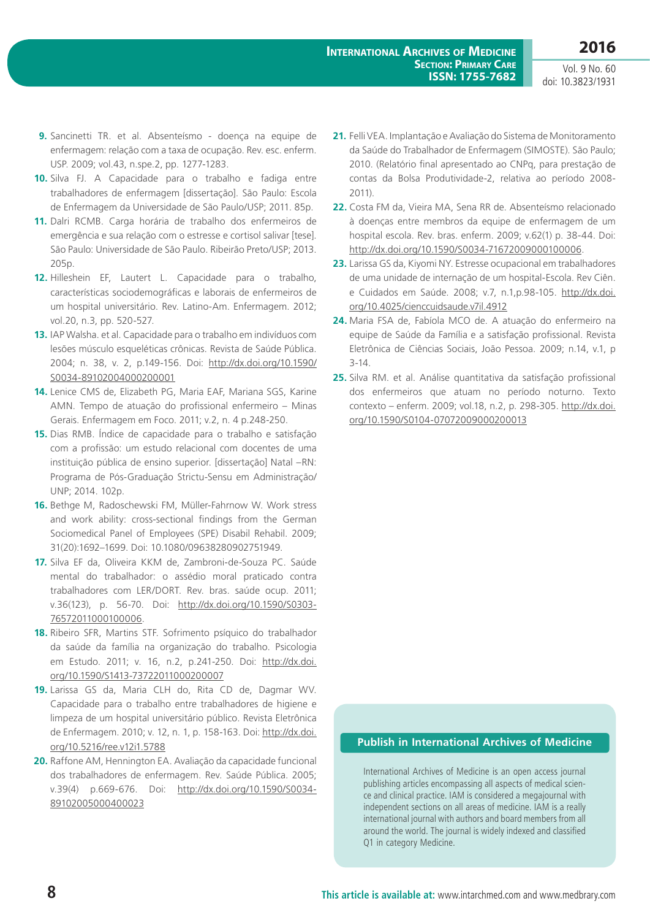9. Sancinetti TR. et al. Absenteísmo - doença na equipe de enfermagem: relação com a taxa de ocupação. Rev. esc. enferm. USP. 2009; vol.43, n.spe.2, pp. 1277-1283.
10. Silva FJ. A Capacidade para o trabalho e fadiga entre trabalhadores de enfermagem [dissertação]. São Paulo: Escola de Enfermagem da Universidade de São Paulo/USP; 2011. 85p.
11. Dalri RCMB. Carga horária de trabalho dos enfermeiros de emergência e sua relação com o estresse e cortisol salivar [tese]. São Paulo: Universidade de São Paulo. Ribeirão Preto/USP; 2013. 205p.
12. Hilleshein EF, Lautert L. Capacidade para o trabalho, características sociodemográficas e laborais de enfermeiros de um hospital universitário. Rev. Latino-Am. Enfermagem. 2012; vol.20, n.3, pp. 520-527.
13. IAP Walsha. et al. Capacidade para o trabalho em indivíduos com lesões músculo esqueléticas crônicas. Revista de Saúde Pública. 2004; n. 38, v. 2, p.149-156. Doi: http://dx.doi.org/10.1590/S0034-89102004000200001
14. Lenice CMS de, Elizabeth PG, Maria EAF, Mariana SGS, Karine AMN. Tempo de atuação do profissional enfermeiro – Minas Gerais. Enfermagem em Foco. 2011; v.2, n. 4 p.248-250.
15. Dias RMB. Índice de capacidade para o trabalho e satisfação com a profissão: um estudo relacional com docentes de uma instituição pública de ensino superior. [dissertação] Natal –RN: Programa de Pós-Graduação Strictu-Sensu em Administração/UNP; 2014. 102p.
16. Bethge M, Radoschewski FM, Müller-Fahrnow W. Work stress and work ability: cross-sectional findings from the German Sociomedical Panel of Employees (SPE) Disabil Rehabil. 2009; 31(20):1692–1699. Doi: 10.1080/09638280902751949.
17. Silva EF da, Oliveira KKM de, Zambroni-de-Souza PC. Saúde mental do trabalhador: o assédio moral praticado contra trabalhadores com LER/DORT. Rev. bras. saúde ocup. 2011; v.36(123), p. 56-70. Doi: http://dx.doi.org/10.1590/S0303-76572011000100006.
18. Ribeiro SFR, Martins STF. Sofrimento psíquico do trabalhador da saúde da família na organização do trabalho. Psicologia em Estudo. 2011; v. 16, n.2, p.241-250. Doi: http://dx.doi.org/10.1590/S1413-73722011000200007
19. Larissa GS da, Maria CLH do, Rita CD de, Dagmar WV. Capacidade para o trabalho entre trabalhadores de higiene e limpeza de um hospital universitário público. Revista Eletrônica de Enfermagem. 2010; v. 12, n. 1, p. 158-163. Doi: http://dx.doi.org/10.5216/ree.v12i1.5788
20. Raffone AM, Hennington EA. Avaliação da capacidade funcional dos trabalhadores de enfermagem. Rev. Saúde Pública. 2005; v.39(4) p.669-676. Doi: http://dx.doi.org/10.1590/S0034-89102005000400023
21. Felli VEA. Implantação e Avaliação do Sistema de Monitoramento da Saúde do Trabalhador de Enfermagem (SIMOSTE). São Paulo; 2010. (Relatório final apresentado ao CNPq, para prestação de contas da Bolsa Produtividade-2, relativa ao período 2008-2011).
22. Costa FM da, Vieira MA, Sena RR de. Absenteísmo relacionado à doenças entre membros da equipe de enfermagem de um hospital escola. Rev. bras. enferm. 2009; v.62(1) p. 38-44. Doi: http://dx.doi.org/10.1590/S0034-71672009000100006.
23. Larissa GS da, Kiyomi NY. Estresse ocupacional em trabalhadores de uma unidade de internação de um hospital-Escola. Rev Ciên. e Cuidados em Saúde. 2008; v.7, n.1,p.98-105. http://dx.doi.org/10.4025/cienccuidsaude.v7il.4912
24. Maria FSA de, Fabíola MCO de. A atuação do enfermeiro na equipe de Saúde da Família e a satisfação profissional. Revista Eletrônica de Ciências Sociais, João Pessoa. 2009; n.14, v.1, p 3-14.
25. Silva RM. et al. Análise quantitativa da satisfação profissional dos enfermeiros que atuam no período noturno. Texto contexto – enferm. 2009; vol.18, n.2, p. 298-305. http://dx.doi.org/10.1590/S0104-07072009000200013

**Publish in International Archives of Medicine**

International Archives of Medicine is an open access journal publishing articles encompassing all aspects of medical science and clinical practice. IAM is considered a megajournal with independent sections on all areas of medicine. IAM is a really international journal with authors and board members from all around the world. The journal is widely indexed and classified Q1 in category Medicine.